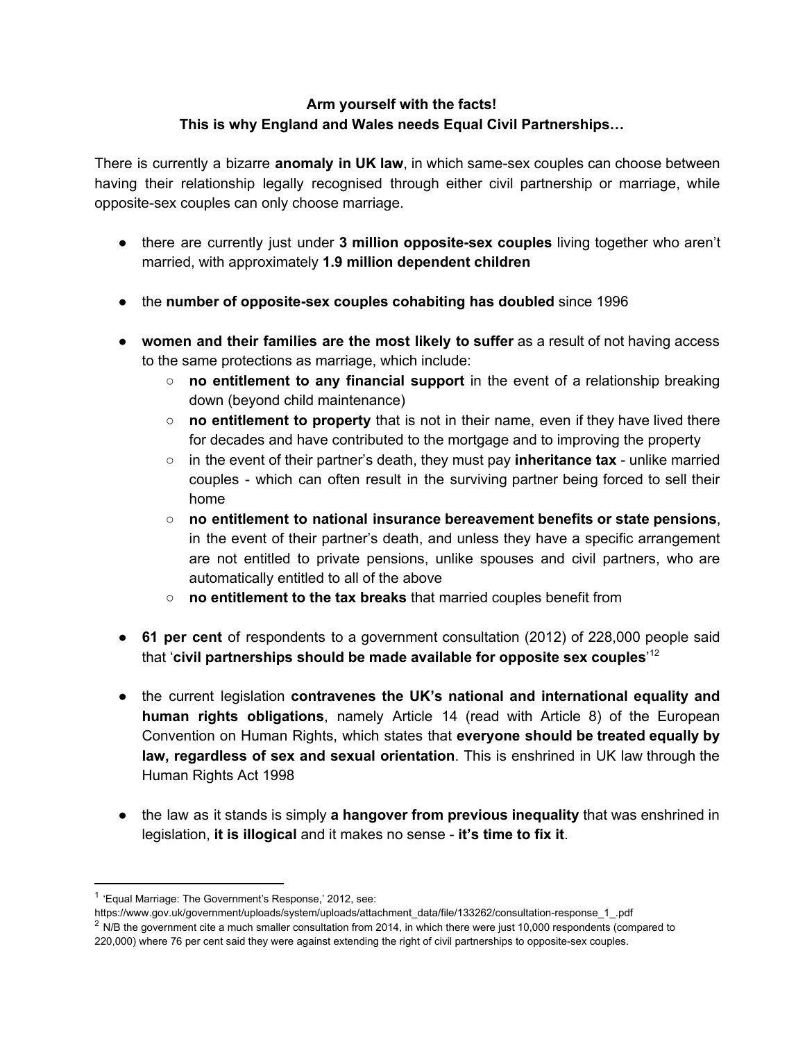**Arm yourself with the facts!**
**This is why England and Wales needs Equal Civil Partnerships…**

There is currently a bizarre **anomaly in UK law**, in which same-sex couples can choose between having their relationship legally recognised through either civil partnership or marriage, while opposite-sex couples can only choose marriage.

- there are currently just under **3 million opposite-sex couples** living together who aren't married, with approximately **1.9 million dependent children**
- the **number of opposite-sex couples cohabiting has doubled** since 1996
- **women and their families are the most likely to suffer** as a result of not having access to the same protections as marriage, which include:
  - **no entitlement to any financial support** in the event of a relationship breaking down (beyond child maintenance)
  - **no entitlement to property** that is not in their name, even if they have lived there for decades and have contributed to the mortgage and to improving the property
  - in the event of their partner's death, they must pay **inheritance tax** - unlike married couples - which can often result in the surviving partner being forced to sell their home
  - **no entitlement to national insurance bereavement benefits or state pensions**, in the event of their partner's death, and unless they have a specific arrangement are not entitled to private pensions, unlike spouses and civil partners, who are automatically entitled to all of the above
  - **no entitlement to the tax breaks** that married couples benefit from
- **61 per cent** of respondents to a government consultation (2012) of 228,000 people said that '**civil partnerships should be made available for opposite sex couples**'[1][2]
- the current legislation **contravenes the UK's national and international equality and human rights obligations**, namely Article 14 (read with Article 8) of the European Convention on Human Rights, which states that **everyone should be treated equally by law, regardless of sex and sexual orientation**. This is enshrined in UK law through the Human Rights Act 1998
- the law as it stands is simply **a hangover from previous inequality** that was enshrined in legislation, **it is illogical** and it makes no sense - **it's time to fix it**.

---

[1] 'Equal Marriage: The Government's Response,' 2012, see: https://www.gov.uk/government/uploads/system/uploads/attachment_data/file/133262/consultation-response_1_.pdf

[2] N/B the government cite a much smaller consultation from 2014, in which there were just 10,000 respondents (compared to 220,000) where 76 per cent said they were against extending the right of civil partnerships to opposite-sex couples.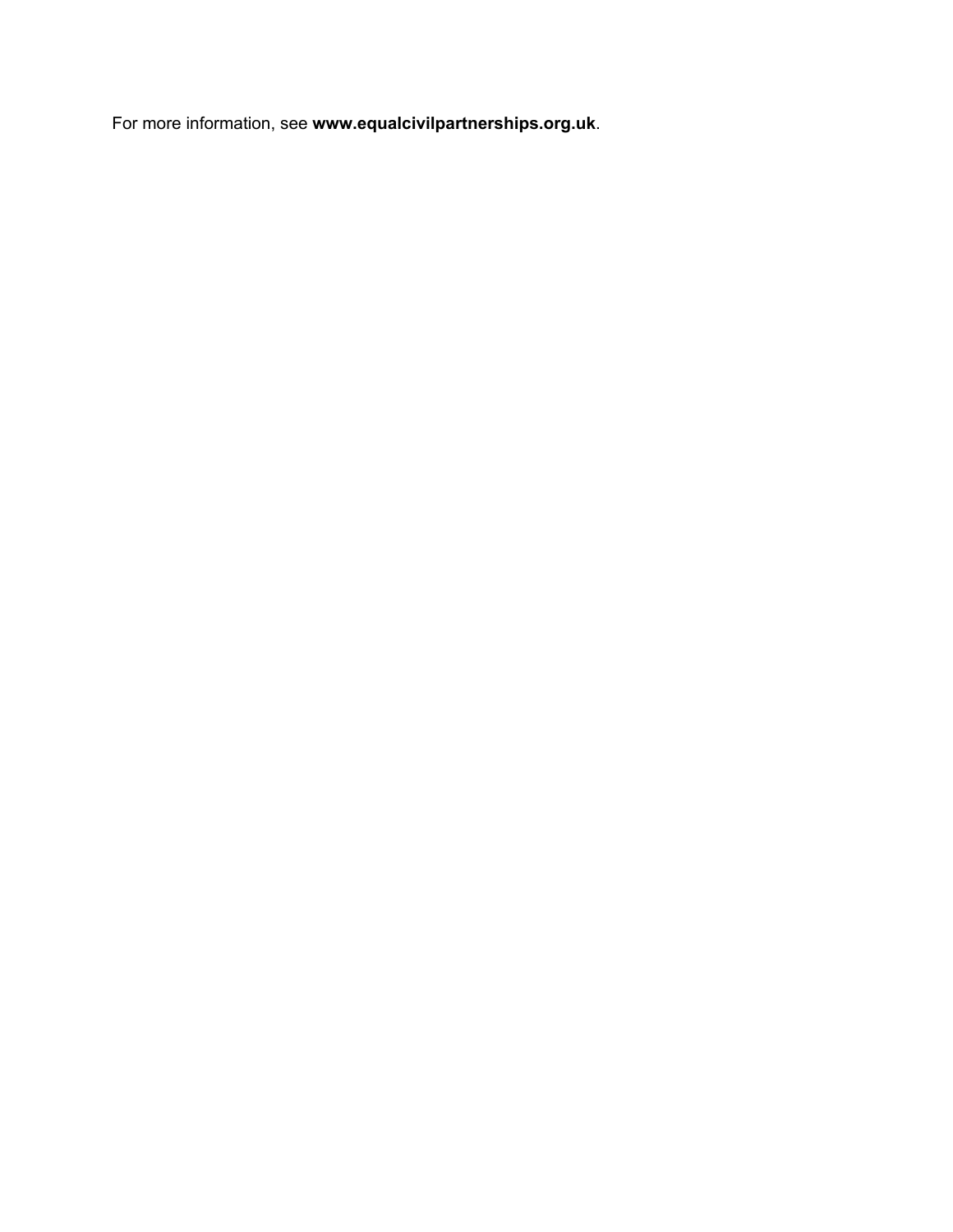For more information, see **www.equalcivilpartnerships.org.uk**.